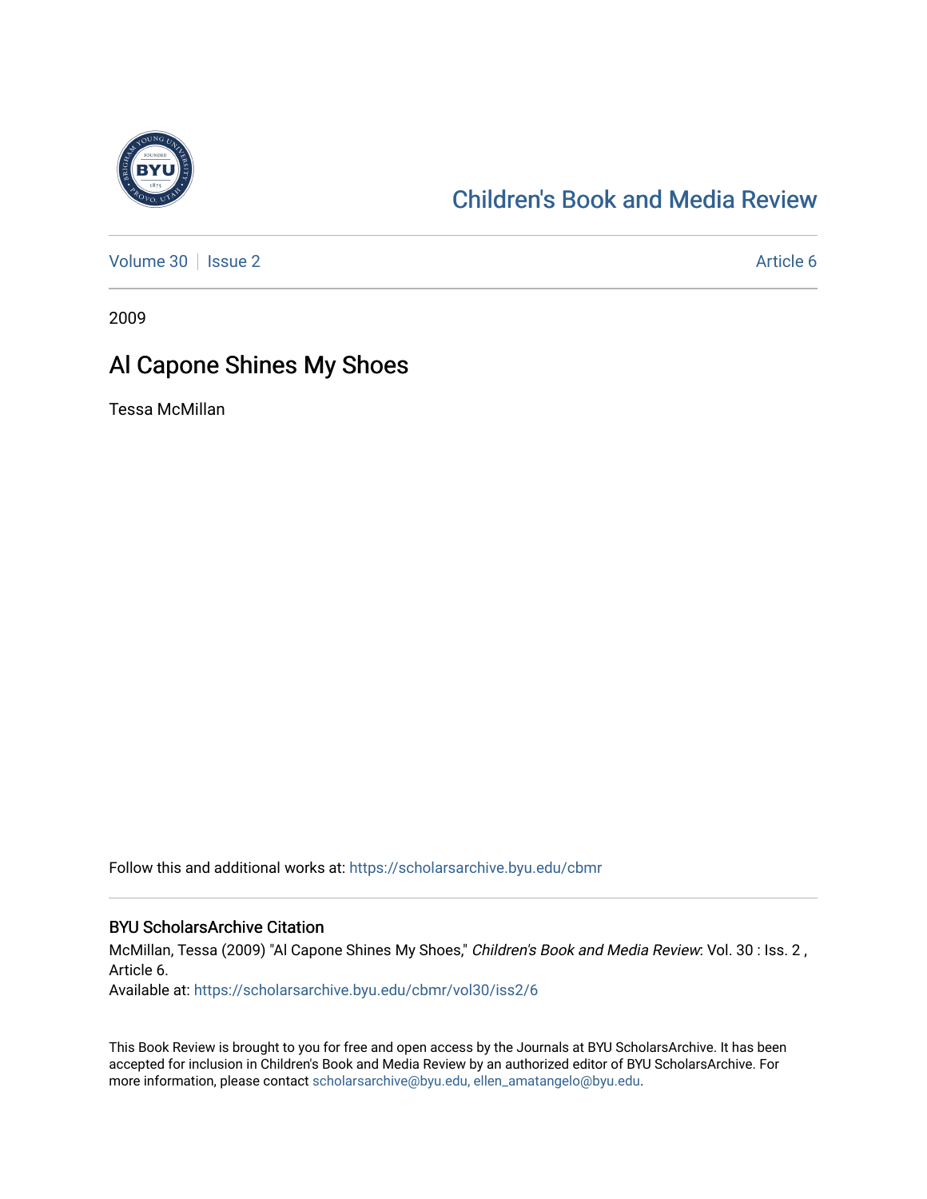Children's Book and Media Review

Volume 30 | Issue 2 Article 6

2009

# Al Capone Shines My Shoes

Tessa McMillan

Follow this and additional works at: https://scholarsarchive.byu.edu/cbmr

## BYU ScholarsArchive Citation

McMillan, Tessa (2009) "Al Capone Shines My Shoes," *Children's Book and Media Review*: Vol. 30 : Iss. 2 , Article 6.
Available at: https://scholarsarchive.byu.edu/cbmr/vol30/iss2/6

This Book Review is brought to you for free and open access by the Journals at BYU ScholarsArchive. It has been accepted for inclusion in Children's Book and Media Review by an authorized editor of BYU ScholarsArchive. For more information, please contact scholarsarchive@byu.edu, ellen_amatangelo@byu.edu.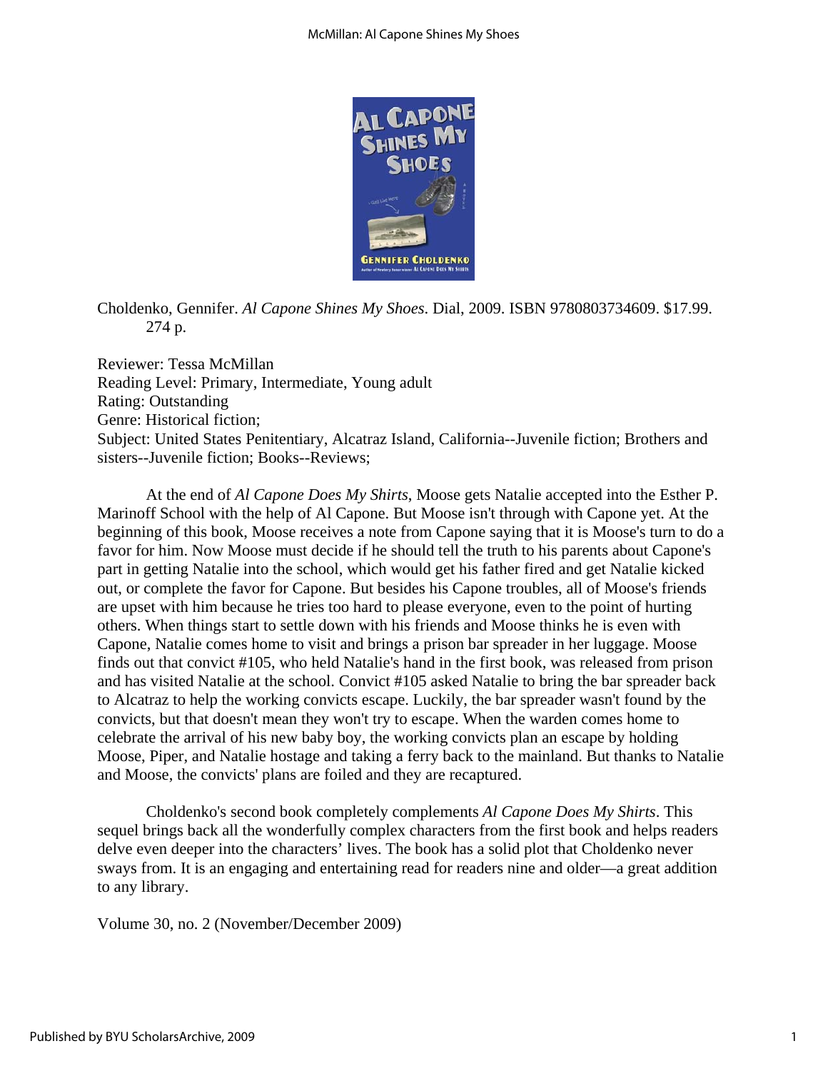Choldenko, Gennifer. *Al Capone Shines My Shoes*. Dial, 2009. ISBN 9780803734609. $17.99. 274 p.

Reviewer: Tessa McMillan
Reading Level: Primary, Intermediate, Young adult
Rating: Outstanding
Genre: Historical fiction;
Subject: United States Penitentiary, Alcatraz Island, California--Juvenile fiction; Brothers and sisters--Juvenile fiction; Books--Reviews;

At the end of *Al Capone Does My Shirts*, Moose gets Natalie accepted into the Esther P. Marinoff School with the help of Al Capone. But Moose isn't through with Capone yet. At the beginning of this book, Moose receives a note from Capone saying that it is Moose's turn to do a favor for him. Now Moose must decide if he should tell the truth to his parents about Capone's part in getting Natalie into the school, which would get his father fired and get Natalie kicked out, or complete the favor for Capone. But besides his Capone troubles, all of Moose's friends are upset with him because he tries too hard to please everyone, even to the point of hurting others. When things start to settle down with his friends and Moose thinks he is even with Capone, Natalie comes home to visit and brings a prison bar spreader in her luggage. Moose finds out that convict #105, who held Natalie's hand in the first book, was released from prison and has visited Natalie at the school. Convict #105 asked Natalie to bring the bar spreader back to Alcatraz to help the working convicts escape. Luckily, the bar spreader wasn't found by the convicts, but that doesn't mean they won't try to escape. When the warden comes home to celebrate the arrival of his new baby boy, the working convicts plan an escape by holding Moose, Piper, and Natalie hostage and taking a ferry back to the mainland. But thanks to Natalie and Moose, the convicts' plans are foiled and they are recaptured.

Choldenko's second book completely complements *Al Capone Does My Shirts*. This sequel brings back all the wonderfully complex characters from the first book and helps readers delve even deeper into the characters' lives. The book has a solid plot that Choldenko never sways from. It is an engaging and entertaining read for readers nine and older—a great addition to any library.

Volume 30, no. 2 (November/December 2009)